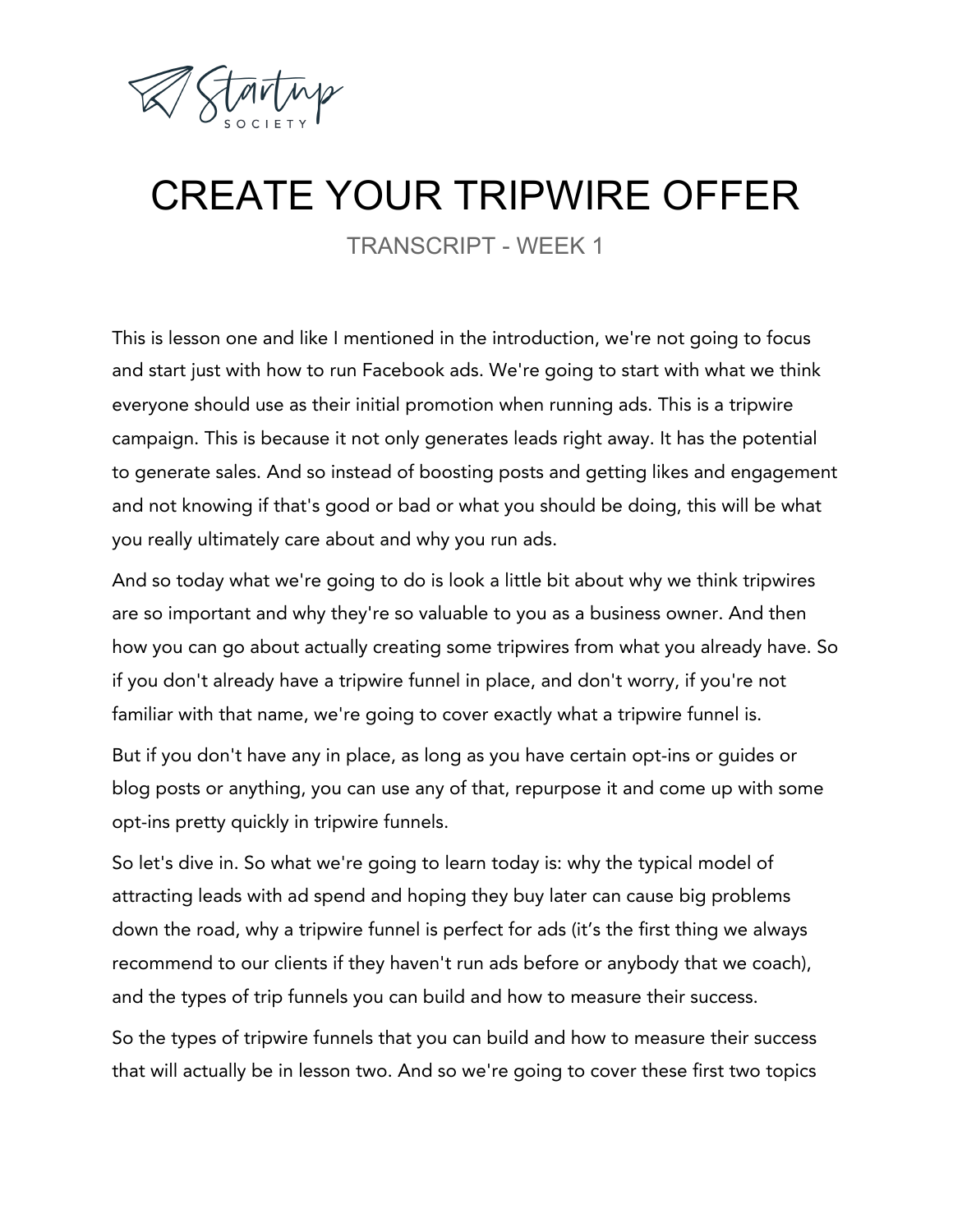# CREATE YOUR TRIPWIRE OFFER

TRANSCRIPT - WEEK 1

This is lesson one and like I mentioned in the introduction, we're not going to focus and start just with how to run Facebook ads. We're going to start with what we think everyone should use as their initial promotion when running ads. This is a tripwire campaign. This is because it not only generates leads right away. It has the potential to generate sales. And so instead of boosting posts and getting likes and engagement and not knowing if that's good or bad or what you should be doing, this will be what you really ultimately care about and why you run ads.

And so today what we're going to do is look a little bit about why we think tripwires are so important and why they're so valuable to you as a business owner. And then how you can go about actually creating some tripwires from what you already have. So if you don't already have a tripwire funnel in place, and don't worry, if you're not familiar with that name, we're going to cover exactly what a tripwire funnel is.

But if you don't have any in place, as long as you have certain opt-ins or guides or blog posts or anything, you can use any of that, repurpose it and come up with some opt-ins pretty quickly in tripwire funnels.

So let's dive in. So what we're going to learn today is: why the typical model of attracting leads with ad spend and hoping they buy later can cause big problems down the road, why a tripwire funnel is perfect for ads (it's the first thing we always recommend to our clients if they haven't run ads before or anybody that we coach), and the types of trip funnels you can build and how to measure their success.

So the types of tripwire funnels that you can build and how to measure their success that will actually be in lesson two. And so we're going to cover these first two topics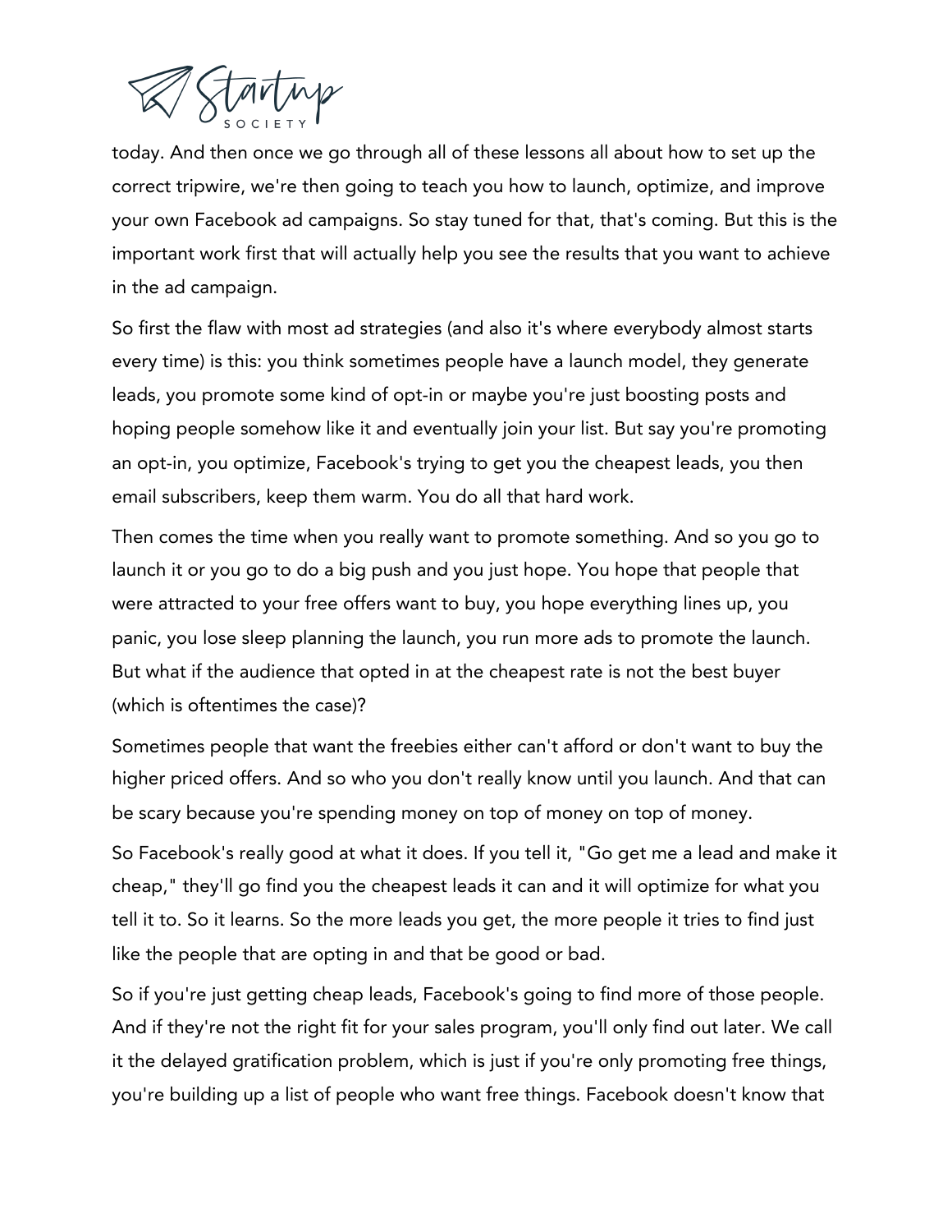today. And then once we go through all of these lessons all about how to set up the correct tripwire, we're then going to teach you how to launch, optimize, and improve your own Facebook ad campaigns. So stay tuned for that, that's coming. But this is the important work first that will actually help you see the results that you want to achieve in the ad campaign.

So first the flaw with most ad strategies (and also it's where everybody almost starts every time) is this: you think sometimes people have a launch model, they generate leads, you promote some kind of opt-in or maybe you're just boosting posts and hoping people somehow like it and eventually join your list. But say you're promoting an opt-in, you optimize, Facebook's trying to get you the cheapest leads, you then email subscribers, keep them warm. You do all that hard work.

Then comes the time when you really want to promote something. And so you go to launch it or you go to do a big push and you just hope. You hope that people that were attracted to your free offers want to buy, you hope everything lines up, you panic, you lose sleep planning the launch, you run more ads to promote the launch. But what if the audience that opted in at the cheapest rate is not the best buyer (which is oftentimes the case)?

Sometimes people that want the freebies either can't afford or don't want to buy the higher priced offers. And so who you don't really know until you launch. And that can be scary because you're spending money on top of money on top of money.

So Facebook's really good at what it does. If you tell it, "Go get me a lead and make it cheap," they'll go find you the cheapest leads it can and it will optimize for what you tell it to. So it learns. So the more leads you get, the more people it tries to find just like the people that are opting in and that be good or bad.

So if you're just getting cheap leads, Facebook's going to find more of those people. And if they're not the right fit for your sales program, you'll only find out later. We call it the delayed gratification problem, which is just if you're only promoting free things, you're building up a list of people who want free things. Facebook doesn't know that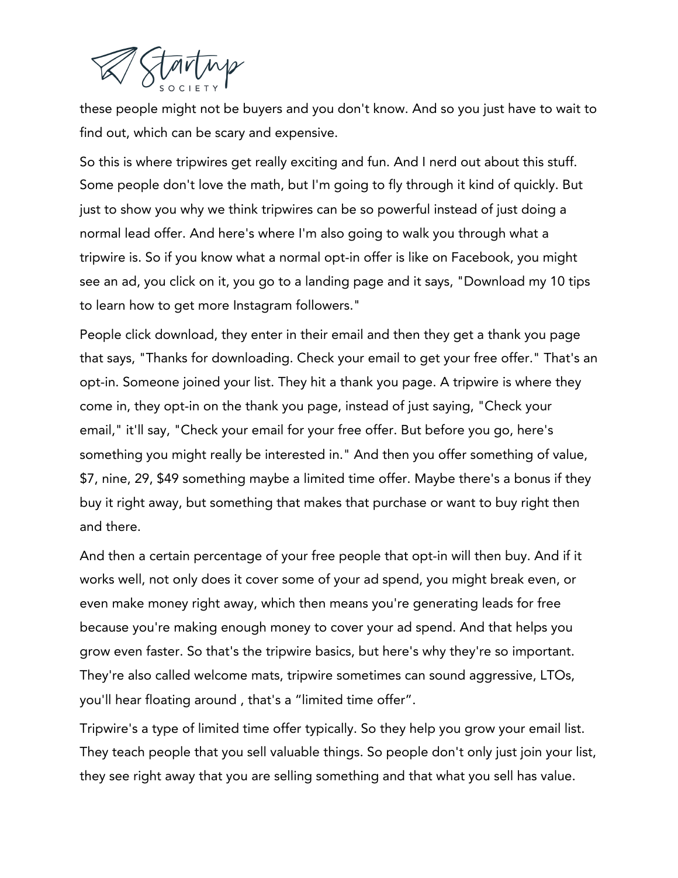these people might not be buyers and you don't know. And so you just have to wait to find out, which can be scary and expensive.

So this is where tripwires get really exciting and fun. And I nerd out about this stuff. Some people don't love the math, but I'm going to fly through it kind of quickly. But just to show you why we think tripwires can be so powerful instead of just doing a normal lead offer. And here's where I'm also going to walk you through what a tripwire is. So if you know what a normal opt-in offer is like on Facebook, you might see an ad, you click on it, you go to a landing page and it says, "Download my 10 tips to learn how to get more Instagram followers."

People click download, they enter in their email and then they get a thank you page that says, "Thanks for downloading. Check your email to get your free offer." That's an opt-in. Someone joined your list. They hit a thank you page. A tripwire is where they come in, they opt-in on the thank you page, instead of just saying, "Check your email," it'll say, "Check your email for your free offer. But before you go, here's something you might really be interested in." And then you offer something of value, $7, nine, 29, $49 something maybe a limited time offer. Maybe there's a bonus if they buy it right away, but something that makes that purchase or want to buy right then and there.

And then a certain percentage of your free people that opt-in will then buy. And if it works well, not only does it cover some of your ad spend, you might break even, or even make money right away, which then means you're generating leads for free because you're making enough money to cover your ad spend. And that helps you grow even faster. So that's the tripwire basics, but here's why they're so important. They're also called welcome mats, tripwire sometimes can sound aggressive, LTOs, you'll hear floating around , that's a "limited time offer".

Tripwire's a type of limited time offer typically. So they help you grow your email list. They teach people that you sell valuable things. So people don't only just join your list, they see right away that you are selling something and that what you sell has value.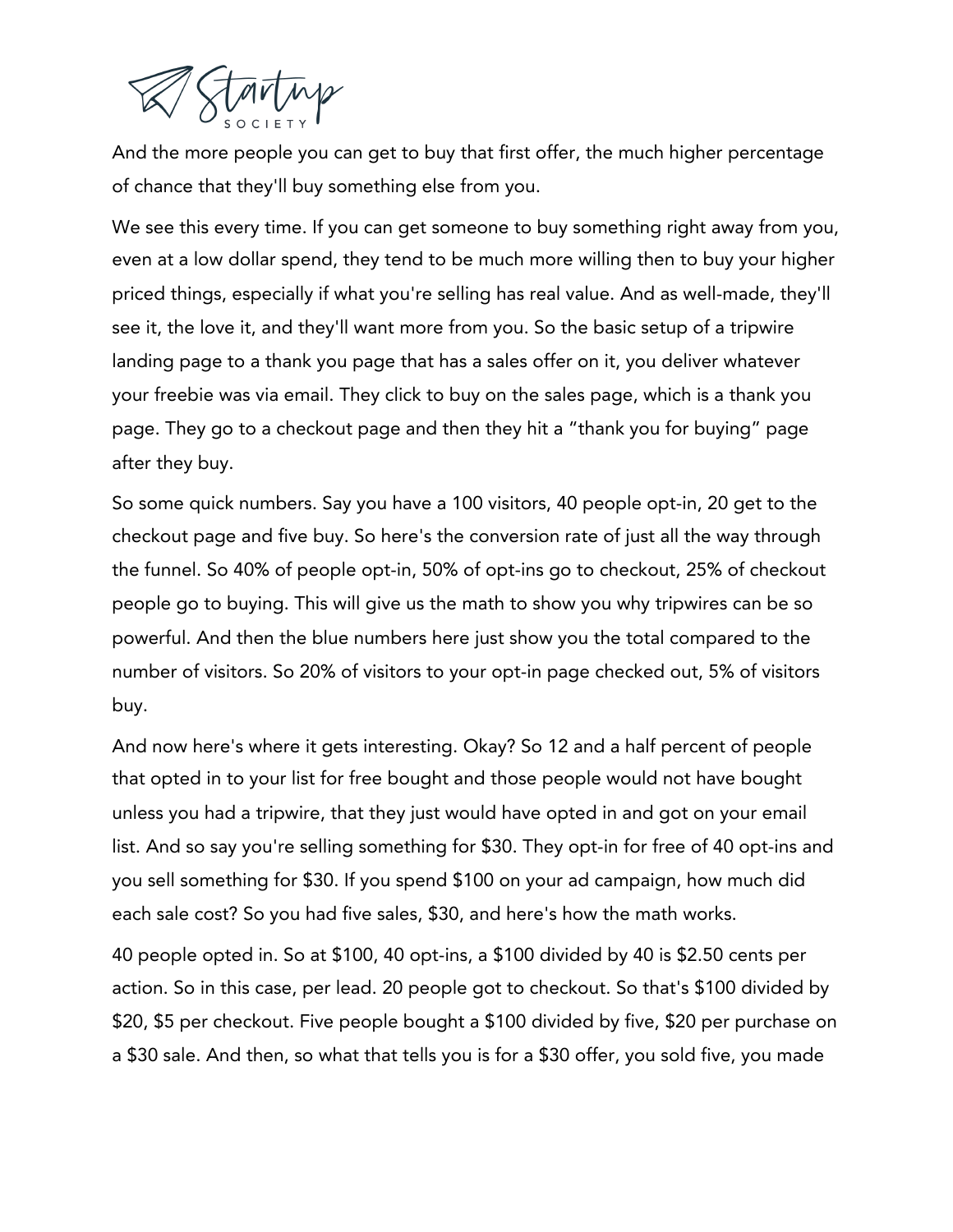And the more people you can get to buy that first offer, the much higher percentage of chance that they'll buy something else from you.

We see this every time. If you can get someone to buy something right away from you, even at a low dollar spend, they tend to be much more willing then to buy your higher priced things, especially if what you're selling has real value. And as well-made, they'll see it, the love it, and they'll want more from you. So the basic setup of a tripwire landing page to a thank you page that has a sales offer on it, you deliver whatever your freebie was via email. They click to buy on the sales page, which is a thank you page. They go to a checkout page and then they hit a "thank you for buying" page after they buy.

So some quick numbers. Say you have a 100 visitors, 40 people opt-in, 20 get to the checkout page and five buy. So here's the conversion rate of just all the way through the funnel. So 40% of people opt-in, 50% of opt-ins go to checkout, 25% of checkout people go to buying. This will give us the math to show you why tripwires can be so powerful. And then the blue numbers here just show you the total compared to the number of visitors. So 20% of visitors to your opt-in page checked out, 5% of visitors buy.

And now here's where it gets interesting. Okay? So 12 and a half percent of people that opted in to your list for free bought and those people would not have bought unless you had a tripwire, that they just would have opted in and got on your email list. And so say you're selling something for $30. They opt-in for free of 40 opt-ins and you sell something for $30. If you spend $100 on your ad campaign, how much did each sale cost? So you had five sales, $30, and here's how the math works.

40 people opted in. So at $100, 40 opt-ins, a $100 divided by 40 is $2.50 cents per action. So in this case, per lead. 20 people got to checkout. So that's $100 divided by $20, $5 per checkout. Five people bought a $100 divided by five, $20 per purchase on a $30 sale. And then, so what that tells you is for a $30 offer, you sold five, you made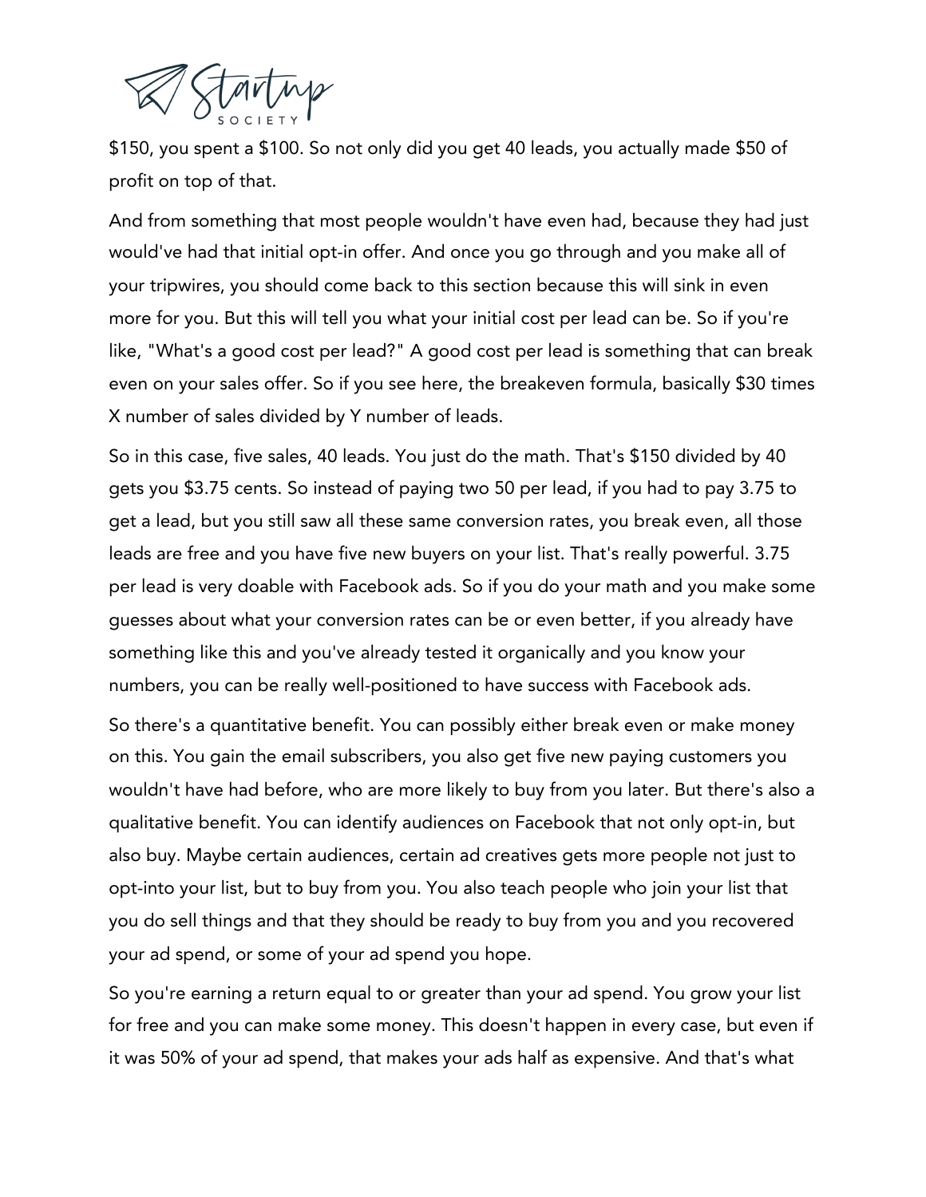$150, you spent a $100. So not only did you get 40 leads, you actually made $50 of profit on top of that.

And from something that most people wouldn't have even had, because they had just would've had that initial opt-in offer. And once you go through and you make all of your tripwires, you should come back to this section because this will sink in even more for you. But this will tell you what your initial cost per lead can be. So if you're like, "What's a good cost per lead?" A good cost per lead is something that can break even on your sales offer. So if you see here, the breakeven formula, basically $30 times X number of sales divided by Y number of leads.

So in this case, five sales, 40 leads. You just do the math. That's $150 divided by 40 gets you $3.75 cents. So instead of paying two 50 per lead, if you had to pay 3.75 to get a lead, but you still saw all these same conversion rates, you break even, all those leads are free and you have five new buyers on your list. That's really powerful. 3.75 per lead is very doable with Facebook ads. So if you do your math and you make some guesses about what your conversion rates can be or even better, if you already have something like this and you've already tested it organically and you know your numbers, you can be really well-positioned to have success with Facebook ads.

So there's a quantitative benefit. You can possibly either break even or make money on this. You gain the email subscribers, you also get five new paying customers you wouldn't have had before, who are more likely to buy from you later. But there's also a qualitative benefit. You can identify audiences on Facebook that not only opt-in, but also buy. Maybe certain audiences, certain ad creatives gets more people not just to opt-into your list, but to buy from you. You also teach people who join your list that you do sell things and that they should be ready to buy from you and you recovered your ad spend, or some of your ad spend you hope.

So you're earning a return equal to or greater than your ad spend. You grow your list for free and you can make some money. This doesn't happen in every case, but even if it was 50% of your ad spend, that makes your ads half as expensive. And that's what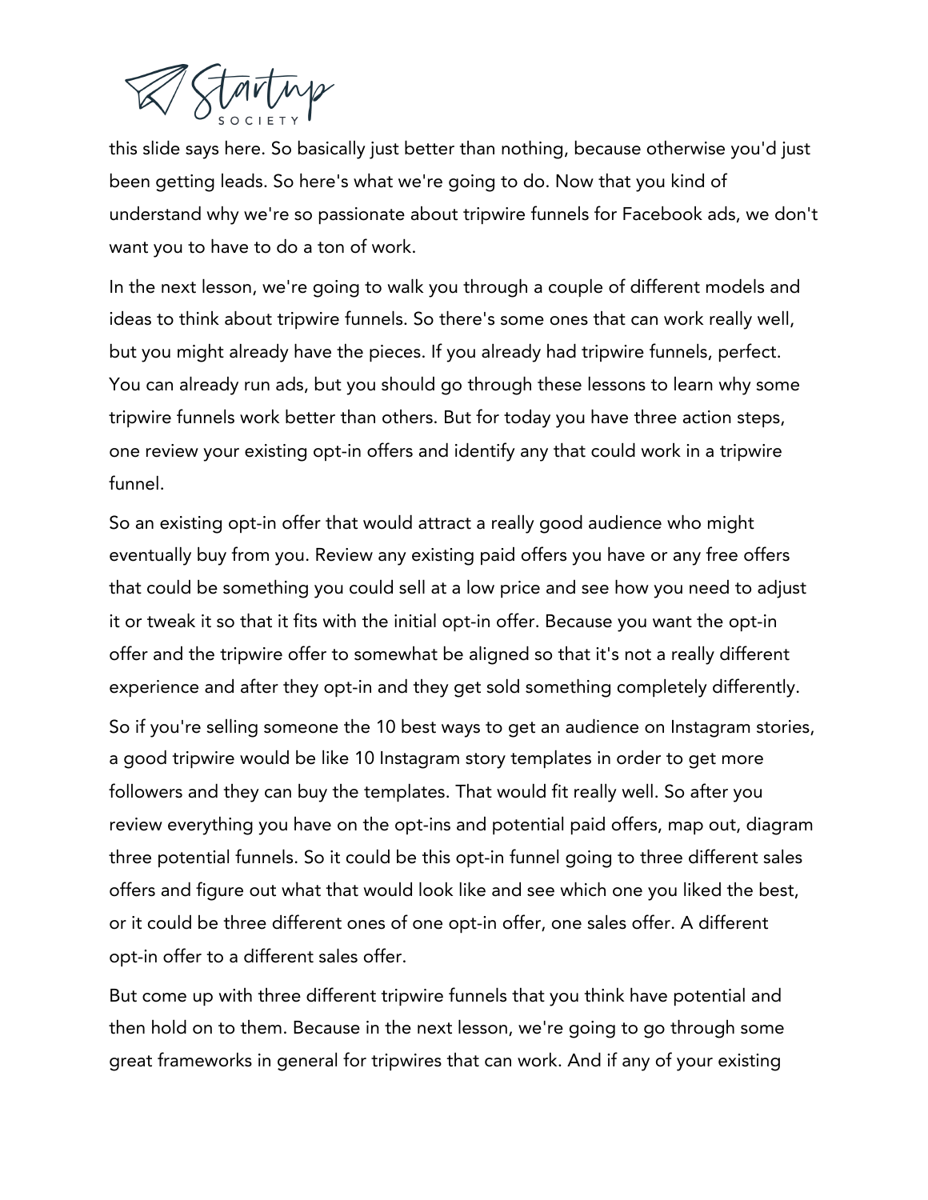this slide says here. So basically just better than nothing, because otherwise you'd just been getting leads. So here's what we're going to do. Now that you kind of understand why we're so passionate about tripwire funnels for Facebook ads, we don't want you to have to do a ton of work.

In the next lesson, we're going to walk you through a couple of different models and ideas to think about tripwire funnels. So there's some ones that can work really well, but you might already have the pieces. If you already had tripwire funnels, perfect. You can already run ads, but you should go through these lessons to learn why some tripwire funnels work better than others. But for today you have three action steps, one review your existing opt-in offers and identify any that could work in a tripwire funnel.

So an existing opt-in offer that would attract a really good audience who might eventually buy from you. Review any existing paid offers you have or any free offers that could be something you could sell at a low price and see how you need to adjust it or tweak it so that it fits with the initial opt-in offer. Because you want the opt-in offer and the tripwire offer to somewhat be aligned so that it's not a really different experience and after they opt-in and they get sold something completely differently.

So if you're selling someone the 10 best ways to get an audience on Instagram stories, a good tripwire would be like 10 Instagram story templates in order to get more followers and they can buy the templates. That would fit really well. So after you review everything you have on the opt-ins and potential paid offers, map out, diagram three potential funnels. So it could be this opt-in funnel going to three different sales offers and figure out what that would look like and see which one you liked the best, or it could be three different ones of one opt-in offer, one sales offer. A different opt-in offer to a different sales offer.

But come up with three different tripwire funnels that you think have potential and then hold on to them. Because in the next lesson, we're going to go through some great frameworks in general for tripwires that can work. And if any of your existing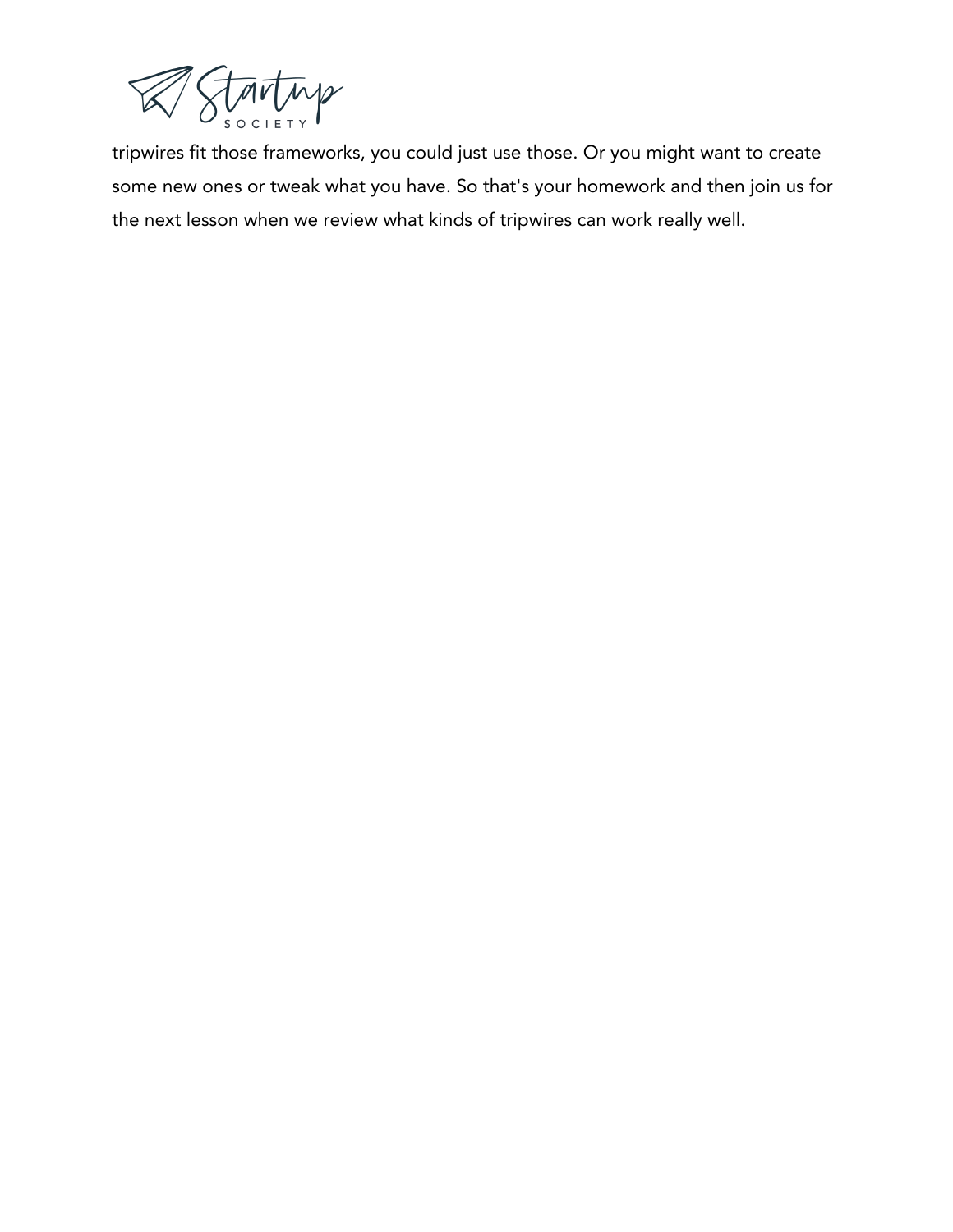tripwires fit those frameworks, you could just use those. Or you might want to create some new ones or tweak what you have. So that's your homework and then join us for the next lesson when we review what kinds of tripwires can work really well.